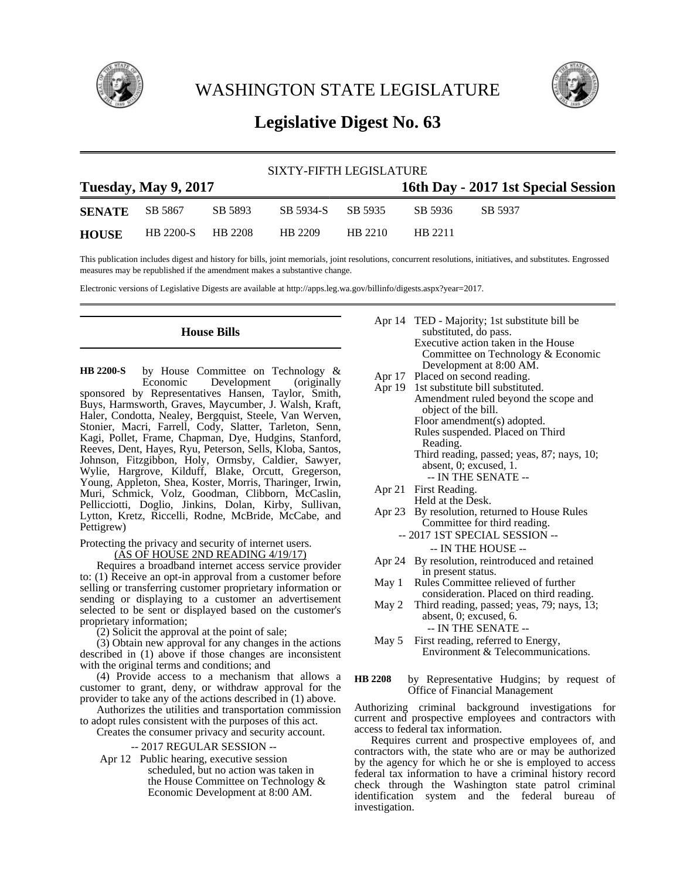# WASHINGTON STATE LEGISLATURE

## Legislative Digest No. 63

SIXTY-FIFTH LEGISLATURE

**Tuesday, May 9, 2017** **16th Day - 2017 1st Special Session**

| | | | | | | |
|---|---|---|---|---|---|---|
| **SENATE** | SB 5867 | SB 5893 | SB 5934-S | SB 5935 | SB 5936 | SB 5937 |
| **HOUSE** | HB 2200-S | HB 2208 | HB 2209 | HB 2210 | HB 2211 | |

This publication includes digest and history for bills, joint memorials, joint resolutions, concurrent resolutions, initiatives, and substitutes. Engrossed measures may be republished if the amendment makes a substantive change.

Electronic versions of Legislative Digests are available at http://apps.leg.wa.gov/billinfo/digests.aspx?year=2017.

### House Bills

**HB 2200-S** by House Committee on Technology & Economic Development (originally sponsored by Representatives Hansen, Taylor, Smith, Buys, Harmsworth, Graves, Maycumber, J. Walsh, Kraft, Haler, Condotta, Nealey, Bergquist, Steele, Van Werven, Stonier, Macri, Farrell, Cody, Slatter, Tarleton, Senn, Kagi, Pollet, Frame, Chapman, Dye, Hudgins, Stanford, Reeves, Dent, Hayes, Ryu, Peterson, Sells, Kloba, Santos, Johnson, Fitzgibbon, Holy, Ormsby, Caldier, Sawyer, Wylie, Hargrove, Kilduff, Blake, Orcutt, Gregerson, Young, Appleton, Shea, Koster, Morris, Tharinger, Irwin, Muri, Schmick, Volz, Goodman, Clibborn, McCaslin, Pellicciotti, Doglio, Jinkins, Dolan, Kirby, Sullivan, Lytton, Kretz, Riccelli, Rodne, McBride, McCabe, and Pettigrew)

Protecting the privacy and security of internet users.

(AS OF HOUSE 2ND READING 4/19/17)

Requires a broadband internet access service provider to: (1) Receive an opt-in approval from a customer before selling or transferring customer proprietary information or sending or displaying to a customer an advertisement selected to be sent or displayed based on the customer's proprietary information;

(2) Solicit the approval at the point of sale;

(3) Obtain new approval for any changes in the actions described in (1) above if those changes are inconsistent with the original terms and conditions; and

(4) Provide access to a mechanism that allows a customer to grant, deny, or withdraw approval for the provider to take any of the actions described in (1) above.

Authorizes the utilities and transportation commission to adopt rules consistent with the purposes of this act.

Creates the consumer privacy and security account.

-- 2017 REGULAR SESSION --

Apr 12 Public hearing, executive session scheduled, but no action was taken in the House Committee on Technology & Economic Development at 8:00 AM.

Apr 14 TED - Majority; 1st substitute bill be substituted, do pass.
Executive action taken in the House Committee on Technology & Economic Development at 8:00 AM.

Apr 17 Placed on second reading.

Apr 19 1st substitute bill substituted.
Amendment ruled beyond the scope and object of the bill.
Floor amendment(s) adopted.
Rules suspended. Placed on Third Reading.
Third reading, passed; yeas, 87; nays, 10; absent, 0; excused, 1.

-- IN THE SENATE --

Apr 21 First Reading.
Held at the Desk.

Apr 23 By resolution, returned to House Rules Committee for third reading.

-- 2017 1ST SPECIAL SESSION --

-- IN THE HOUSE --

Apr 24 By resolution, reintroduced and retained in present status.

May 1 Rules Committee relieved of further consideration. Placed on third reading.

May 2 Third reading, passed; yeas, 79; nays, 13; absent, 0; excused, 6.

-- IN THE SENATE --

May 5 First reading, referred to Energy, Environment & Telecommunications.

**HB 2208** by Representative Hudgins; by request of Office of Financial Management

Authorizing criminal background investigations for current and prospective employees and contractors with access to federal tax information.

Requires current and prospective employees of, and contractors with, the state who are or may be authorized by the agency for which he or she is employed to access federal tax information to have a criminal history record check through the Washington state patrol criminal identification system and the federal bureau of investigation.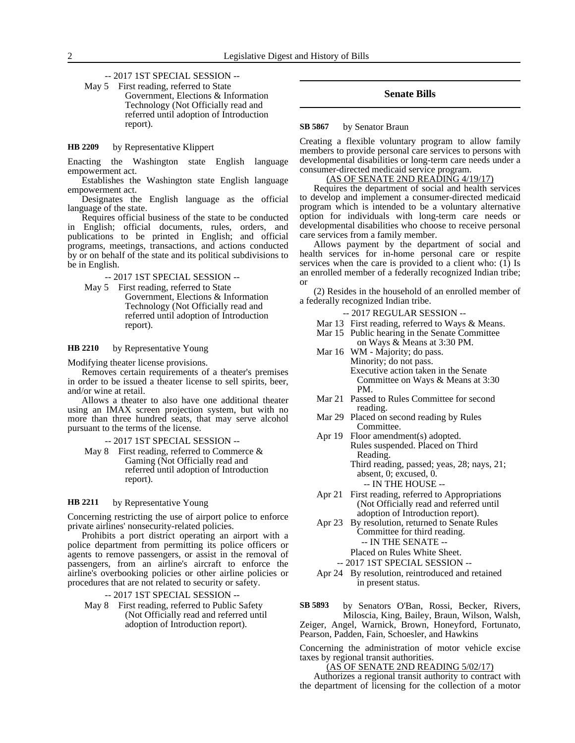-- 2017 1ST SPECIAL SESSION --

May 5 First reading, referred to State Government, Elections & Information Technology (Not Officially read and referred until adoption of Introduction report).

**HB 2209** by Representative Klippert

Enacting the Washington state English language empowerment act.

Establishes the Washington state English language empowerment act.

Designates the English language as the official language of the state.

Requires official business of the state to be conducted in English; official documents, rules, orders, and publications to be printed in English; and official programs, meetings, transactions, and actions conducted by or on behalf of the state and its political subdivisions to be in English.

-- 2017 1ST SPECIAL SESSION --

May 5 First reading, referred to State Government, Elections & Information Technology (Not Officially read and referred until adoption of Introduction report).

**HB 2210** by Representative Young

Modifying theater license provisions.

Removes certain requirements of a theater's premises in order to be issued a theater license to sell spirits, beer, and/or wine at retail.

Allows a theater to also have one additional theater using an IMAX screen projection system, but with no more than three hundred seats, that may serve alcohol pursuant to the terms of the license.

-- 2017 1ST SPECIAL SESSION --

May 8 First reading, referred to Commerce & Gaming (Not Officially read and referred until adoption of Introduction report).

**HB 2211** by Representative Young

Concerning restricting the use of airport police to enforce private airlines' nonsecurity-related policies.

Prohibits a port district operating an airport with a police department from permitting its police officers or agents to remove passengers, or assist in the removal of passengers, from an airline's aircraft to enforce the airline's overbooking policies or other airline policies or procedures that are not related to security or safety.

-- 2017 1ST SPECIAL SESSION --

May 8 First reading, referred to Public Safety (Not Officially read and referred until adoption of Introduction report).

## Senate Bills

**SB 5867** by Senator Braun

Creating a flexible voluntary program to allow family members to provide personal care services to persons with developmental disabilities or long-term care needs under a consumer-directed medicaid service program.

(AS OF SENATE 2ND READING 4/19/17)

Requires the department of social and health services to develop and implement a consumer-directed medicaid program which is intended to be a voluntary alternative option for individuals with long-term care needs or developmental disabilities who choose to receive personal care services from a family member.

Allows payment by the department of social and health services for in-home personal care or respite services when the care is provided to a client who: (1) Is an enrolled member of a federally recognized Indian tribe; or

(2) Resides in the household of an enrolled member of a federally recognized Indian tribe.

-- 2017 REGULAR SESSION --

Mar 13 First reading, referred to Ways & Means.

Mar 15 Public hearing in the Senate Committee on Ways & Means at 3:30 PM.

Mar 16 WM - Majority; do pass.
Minority; do not pass.
Executive action taken in the Senate Committee on Ways & Means at 3:30 PM.

Mar 21 Passed to Rules Committee for second reading.

Mar 29 Placed on second reading by Rules Committee.

Apr 19 Floor amendment(s) adopted.
Rules suspended. Placed on Third Reading.
Third reading, passed; yeas, 28; nays, 21; absent, 0; excused, 0.

-- IN THE HOUSE --

Apr 21 First reading, referred to Appropriations (Not Officially read and referred until adoption of Introduction report).

Apr 23 By resolution, returned to Senate Rules Committee for third reading.

-- IN THE SENATE --

Placed on Rules White Sheet.

-- 2017 1ST SPECIAL SESSION --

Apr 24 By resolution, reintroduced and retained in present status.

**SB 5893** by Senators O'Ban, Rossi, Becker, Rivers, Miloscia, King, Bailey, Braun, Wilson, Walsh, Zeiger, Angel, Warnick, Brown, Honeyford, Fortunato, Pearson, Padden, Fain, Schoesler, and Hawkins

Concerning the administration of motor vehicle excise taxes by regional transit authorities.

(AS OF SENATE 2ND READING 5/02/17)

Authorizes a regional transit authority to contract with the department of licensing for the collection of a motor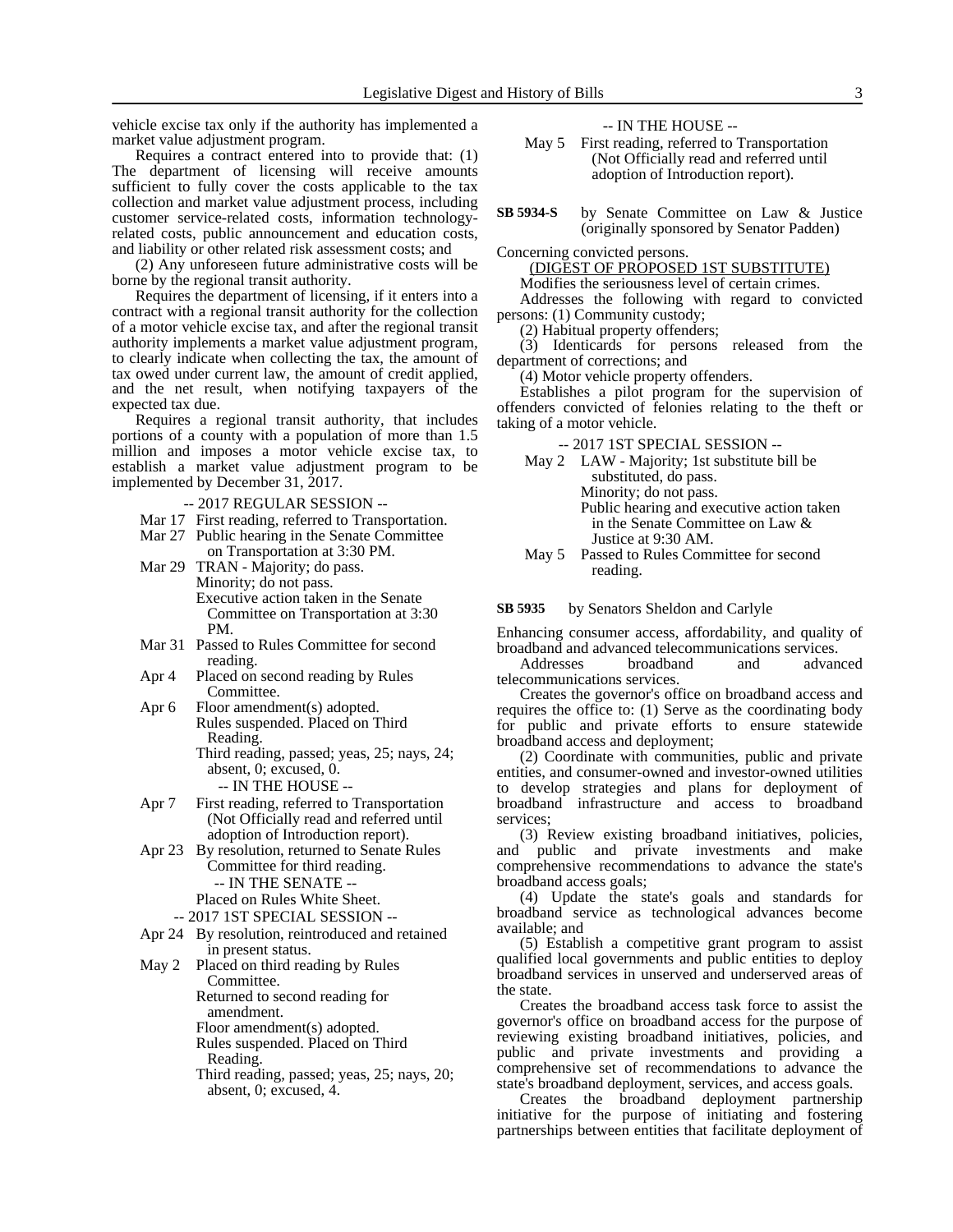vehicle excise tax only if the authority has implemented a market value adjustment program.

Requires a contract entered into to provide that: (1) The department of licensing will receive amounts sufficient to fully cover the costs applicable to the tax collection and market value adjustment process, including customer service-related costs, information technology-related costs, public announcement and education costs, and liability or other related risk assessment costs; and

(2) Any unforeseen future administrative costs will be borne by the regional transit authority.

Requires the department of licensing, if it enters into a contract with a regional transit authority for the collection of a motor vehicle excise tax, and after the regional transit authority implements a market value adjustment program, to clearly indicate when collecting the tax, the amount of tax owed under current law, the amount of credit applied, and the net result, when notifying taxpayers of the expected tax due.

Requires a regional transit authority, that includes portions of a county with a population of more than 1.5 million and imposes a motor vehicle excise tax, to establish a market value adjustment program to be implemented by December 31, 2017.

-- 2017 REGULAR SESSION --

Mar 17 First reading, referred to Transportation.

Mar 27 Public hearing in the Senate Committee on Transportation at 3:30 PM.

Mar 29 TRAN - Majority; do pass.
Minority; do not pass.
Executive action taken in the Senate Committee on Transportation at 3:30 PM.

Mar 31 Passed to Rules Committee for second reading.

Apr 4 Placed on second reading by Rules Committee.

Apr 6 Floor amendment(s) adopted.
Rules suspended. Placed on Third Reading.
Third reading, passed; yeas, 25; nays, 24; absent, 0; excused, 0.

-- IN THE HOUSE --

Apr 7 First reading, referred to Transportation (Not Officially read and referred until adoption of Introduction report).

Apr 23 By resolution, returned to Senate Rules Committee for third reading.

-- IN THE SENATE --

Placed on Rules White Sheet.

-- 2017 1ST SPECIAL SESSION --

Apr 24 By resolution, reintroduced and retained in present status.

May 2 Placed on third reading by Rules Committee.
Returned to second reading for amendment.
Floor amendment(s) adopted.
Rules suspended. Placed on Third Reading.
Third reading, passed; yeas, 25; nays, 20; absent, 0; excused, 4.

-- IN THE HOUSE --

May 5 First reading, referred to Transportation (Not Officially read and referred until adoption of Introduction report).

**SB 5934-S** by Senate Committee on Law & Justice (originally sponsored by Senator Padden)

Concerning convicted persons.

(DIGEST OF PROPOSED 1ST SUBSTITUTE)

Modifies the seriousness level of certain crimes.

Addresses the following with regard to convicted persons: (1) Community custody;

(2) Habitual property offenders;

(3) Identicards for persons released from the department of corrections; and

(4) Motor vehicle property offenders.

Establishes a pilot program for the supervision of offenders convicted of felonies relating to the theft or taking of a motor vehicle.

-- 2017 1ST SPECIAL SESSION --

May 2 LAW - Majority; 1st substitute bill be substituted, do pass.
Minority; do not pass.
Public hearing and executive action taken in the Senate Committee on Law & Justice at 9:30 AM.

May 5 Passed to Rules Committee for second reading.

**SB 5935** by Senators Sheldon and Carlyle

Enhancing consumer access, affordability, and quality of broadband and advanced telecommunications services.

Addresses broadband and advanced telecommunications services.

Creates the governor's office on broadband access and requires the office to: (1) Serve as the coordinating body for public and private efforts to ensure statewide broadband access and deployment;

(2) Coordinate with communities, public and private entities, and consumer-owned and investor-owned utilities to develop strategies and plans for deployment of broadband infrastructure and access to broadband services;

(3) Review existing broadband initiatives, policies, and public and private investments and make comprehensive recommendations to advance the state's broadband access goals;

(4) Update the state's goals and standards for broadband service as technological advances become available; and

(5) Establish a competitive grant program to assist qualified local governments and public entities to deploy broadband services in unserved and underserved areas of the state.

Creates the broadband access task force to assist the governor's office on broadband access for the purpose of reviewing existing broadband initiatives, policies, and public and private investments and providing a comprehensive set of recommendations to advance the state's broadband deployment, services, and access goals.

Creates the broadband deployment partnership initiative for the purpose of initiating and fostering partnerships between entities that facilitate deployment of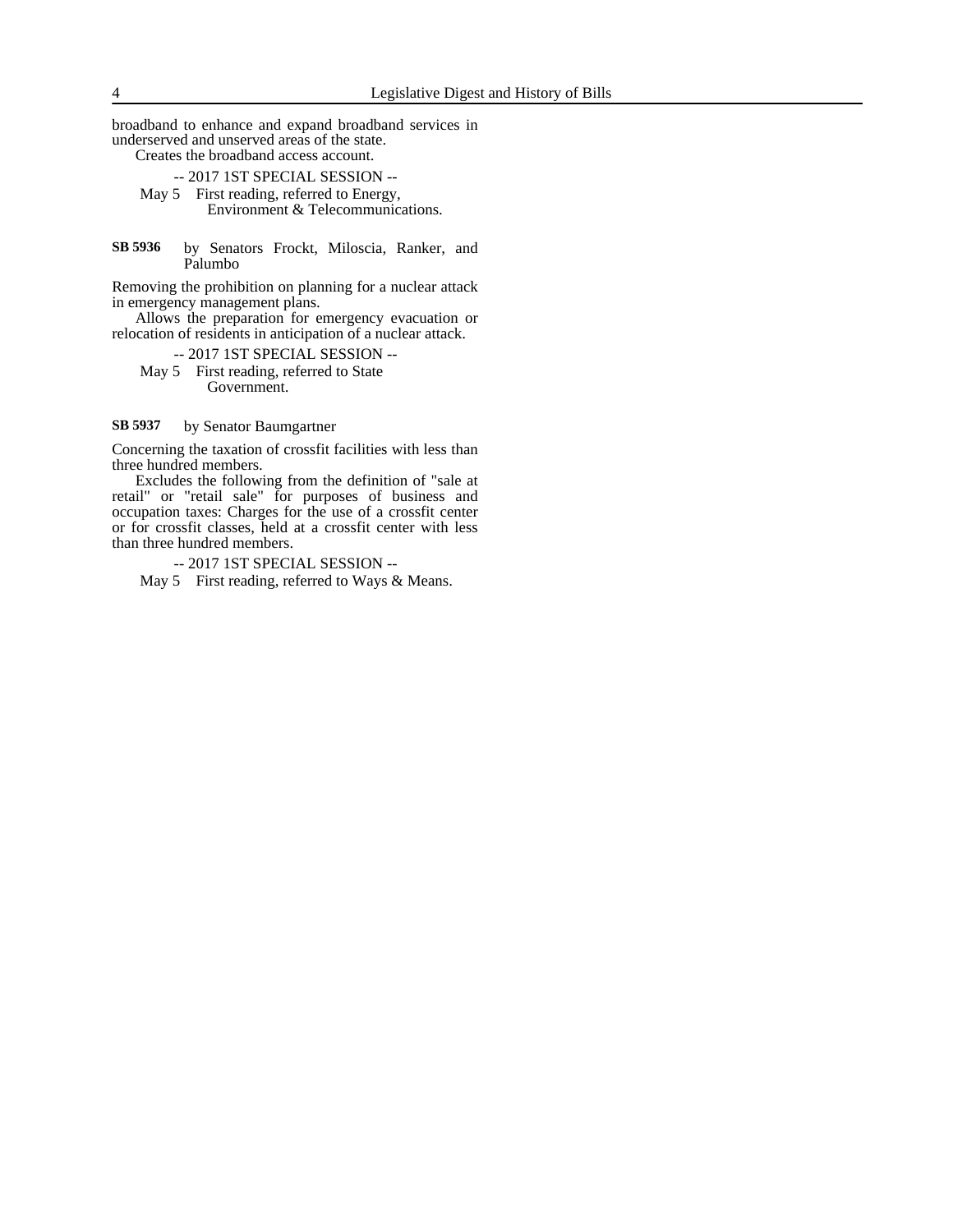broadband to enhance and expand broadband services in underserved and unserved areas of the state.

Creates the broadband access account.

-- 2017 1ST SPECIAL SESSION --

May 5 First reading, referred to Energy, Environment & Telecommunications.

**SB 5936** by Senators Frockt, Miloscia, Ranker, and Palumbo

Removing the prohibition on planning for a nuclear attack in emergency management plans.

Allows the preparation for emergency evacuation or relocation of residents in anticipation of a nuclear attack.

-- 2017 1ST SPECIAL SESSION --

May 5 First reading, referred to State Government.

**SB 5937** by Senator Baumgartner

Concerning the taxation of crossfit facilities with less than three hundred members.

Excludes the following from the definition of "sale at retail" or "retail sale" for purposes of business and occupation taxes: Charges for the use of a crossfit center or for crossfit classes, held at a crossfit center with less than three hundred members.

-- 2017 1ST SPECIAL SESSION --

May 5 First reading, referred to Ways & Means.